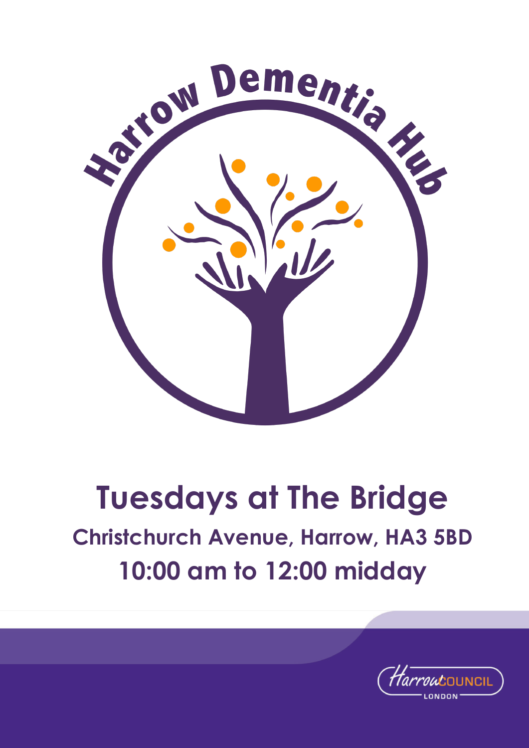# Harrow Dementia Hub

## Tuesdays at The Bridge

**Christchurch Avenue, Harrow, HA3 5BD**

**10:00 am to 12:00 midday**

Harrow COUNCIL LONDON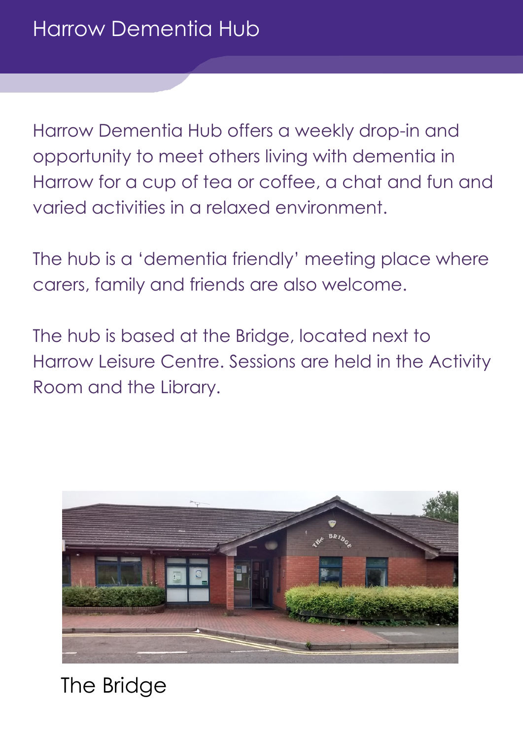# Harrow Dementia Hub

Harrow Dementia Hub offers a weekly drop-in and opportunity to meet others living with dementia in Harrow for a cup of tea or coffee, a chat and fun and varied activities in a relaxed environment.

The hub is a 'dementia friendly' meeting place where carers, family and friends are also welcome.

The hub is based at the Bridge, located next to Harrow Leisure Centre. Sessions are held in the Activity Room and the Library.

The Bridge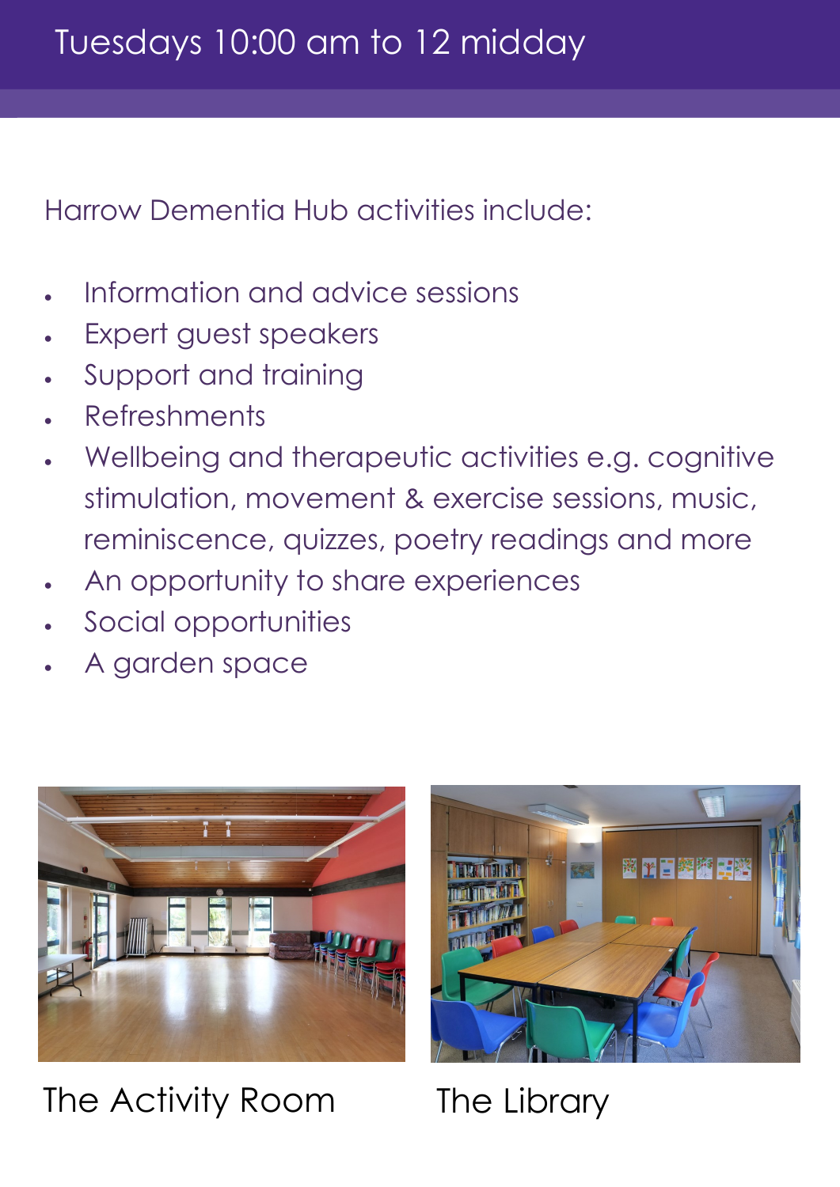# Tuesdays 10:00 am to 12 midday

Harrow Dementia Hub activities include:

- Information and advice sessions
- Expert guest speakers
- Support and training
- Refreshments
- Wellbeing and therapeutic activities e.g. cognitive stimulation, movement & exercise sessions, music, reminiscence, quizzes, poetry readings and more
- An opportunity to share experiences
- Social opportunities
- A garden space

The Activity Room

The Library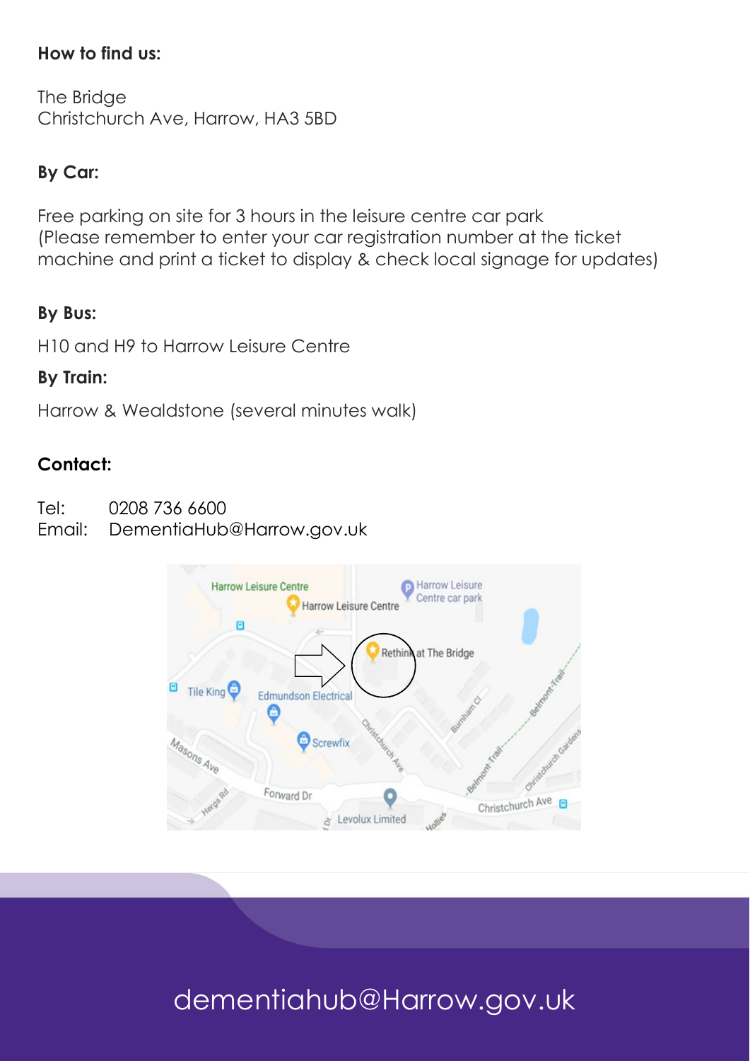**How to find us:**

The Bridge
Christchurch Ave, Harrow, HA3 5BD

**By Car:**

Free parking on site for 3 hours in the leisure centre car park (Please remember to enter your car registration number at the ticket machine and print a ticket to display & check local signage for updates)

**By Bus:**

H10 and H9 to Harrow Leisure Centre

**By Train:**

Harrow & Wealdstone (several minutes walk)

**Contact:**

Tel: 0208 736 6600
Email: DementiaHub@Harrow.gov.uk

dementiahub@Harrow.gov.uk